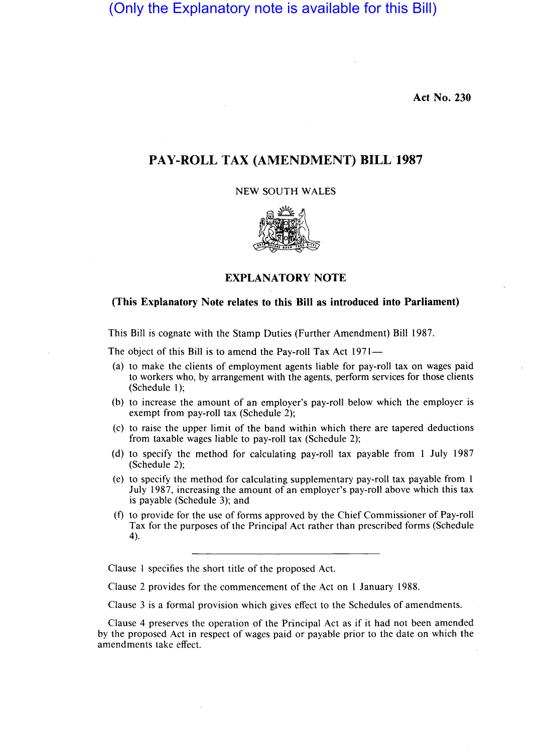(Only the Explanatory note is available for this Bill)

**Act No. 230**

# PAY-ROLL TAX (AMENDMENT) BILL 1987

NEW SOUTH WALES

## EXPLANATORY NOTE

**(This Explanatory Note relates to this Bill as introduced into Parliament)**

This Bill is cognate with the Stamp Duties (Further Amendment) Bill 1987.

The object of this Bill is to amend the Pay-roll Tax Act 1971—

(a) to make the clients of employment agents liable for pay-roll tax on wages paid to workers who, by arrangement with the agents, perform services for those clients (Schedule 1);

(b) to increase the amount of an employer's pay-roll below which the employer is exempt from pay-roll tax (Schedule 2);

(c) to raise the upper limit of the band within which there are tapered deductions from taxable wages liable to pay-roll tax (Schedule 2);

(d) to specify the method for calculating pay-roll tax payable from 1 July 1987 (Schedule 2);

(e) to specify the method for calculating supplementary pay-roll tax payable from 1 July 1987, increasing the amount of an employer's pay-roll above which this tax is payable (Schedule 3); and

(f) to provide for the use of forms approved by the Chief Commissioner of Pay-roll Tax for the purposes of the Principal Act rather than prescribed forms (Schedule 4).

---

Clause 1 specifies the short title of the proposed Act.

Clause 2 provides for the commencement of the Act on 1 January 1988.

Clause 3 is a formal provision which gives effect to the Schedules of amendments.

Clause 4 preserves the operation of the Principal Act as if it had not been amended by the proposed Act in respect of wages paid or payable prior to the date on which the amendments take effect.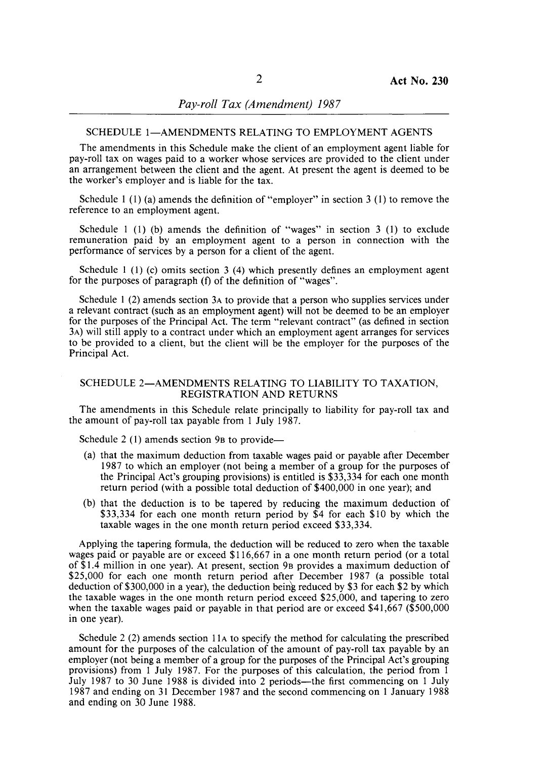## SCHEDULE 1—AMENDMENTS RELATING TO EMPLOYMENT AGENTS

The amendments in this Schedule make the client of an employment agent liable for pay-roll tax on wages paid to a worker whose services are provided to the client under an arrangement between the client and the agent. At present the agent is deemed to be the worker's employer and is liable for the tax.

Schedule 1 (1) (a) amends the definition of "employer" in section 3 (1) to remove the reference to an employment agent.

Schedule 1 (1) (b) amends the definition of "wages" in section 3 (1) to exclude remuneration paid by an employment agent to a person in connection with the performance of services by a person for a client of the agent.

Schedule 1 (1) (c) omits section 3 (4) which presently defines an employment agent for the purposes of paragraph (f) of the definition of "wages".

Schedule 1 (2) amends section 3A to provide that a person who supplies services under a relevant contract (such as an employment agent) will not be deemed to be an employer for the purposes of the Principal Act. The term "relevant contract" (as defined in section 3A) will still apply to a contract under which an employment agent arranges for services to be provided to a client, but the client will be the employer for the purposes of the Principal Act.

## SCHEDULE 2—AMENDMENTS RELATING TO LIABILITY TO TAXATION, REGISTRATION AND RETURNS

The amendments in this Schedule relate principally to liability for pay-roll tax and the amount of pay-roll tax payable from 1 July 1987.

Schedule 2 (1) amends section 9B to provide—

(a) that the maximum deduction from taxable wages paid or payable after December 1987 to which an employer (not being a member of a group for the purposes of the Principal Act's grouping provisions) is entitled is $33,334 for each one month return period (with a possible total deduction of $400,000 in one year); and

(b) that the deduction is to be tapered by reducing the maximum deduction of $33,334 for each one month return period by $4 for each $10 by which the taxable wages in the one month return period exceed $33,334.

Applying the tapering formula, the deduction will be reduced to zero when the taxable wages paid or payable are or exceed $116,667 in a one month return period (or a total of $1.4 million in one year). At present, section 9B provides a maximum deduction of $25,000 for each one month return period after December 1987 (a possible total deduction of $300,000 in a year), the deduction being reduced by $3 for each $2 by which the taxable wages in the one month return period exceed $25,000, and tapering to zero when the taxable wages paid or payable in that period are or exceed $41,667 ($500,000 in one year).

Schedule 2 (2) amends section 11A to specify the method for calculating the prescribed amount for the purposes of the calculation of the amount of pay-roll tax payable by an employer (not being a member of a group for the purposes of the Principal Act's grouping provisions) from 1 July 1987. For the purposes of this calculation, the period from 1 July 1987 to 30 June 1988 is divided into 2 periods—the first commencing on 1 July 1987 and ending on 31 December 1987 and the second commencing on 1 January 1988 and ending on 30 June 1988.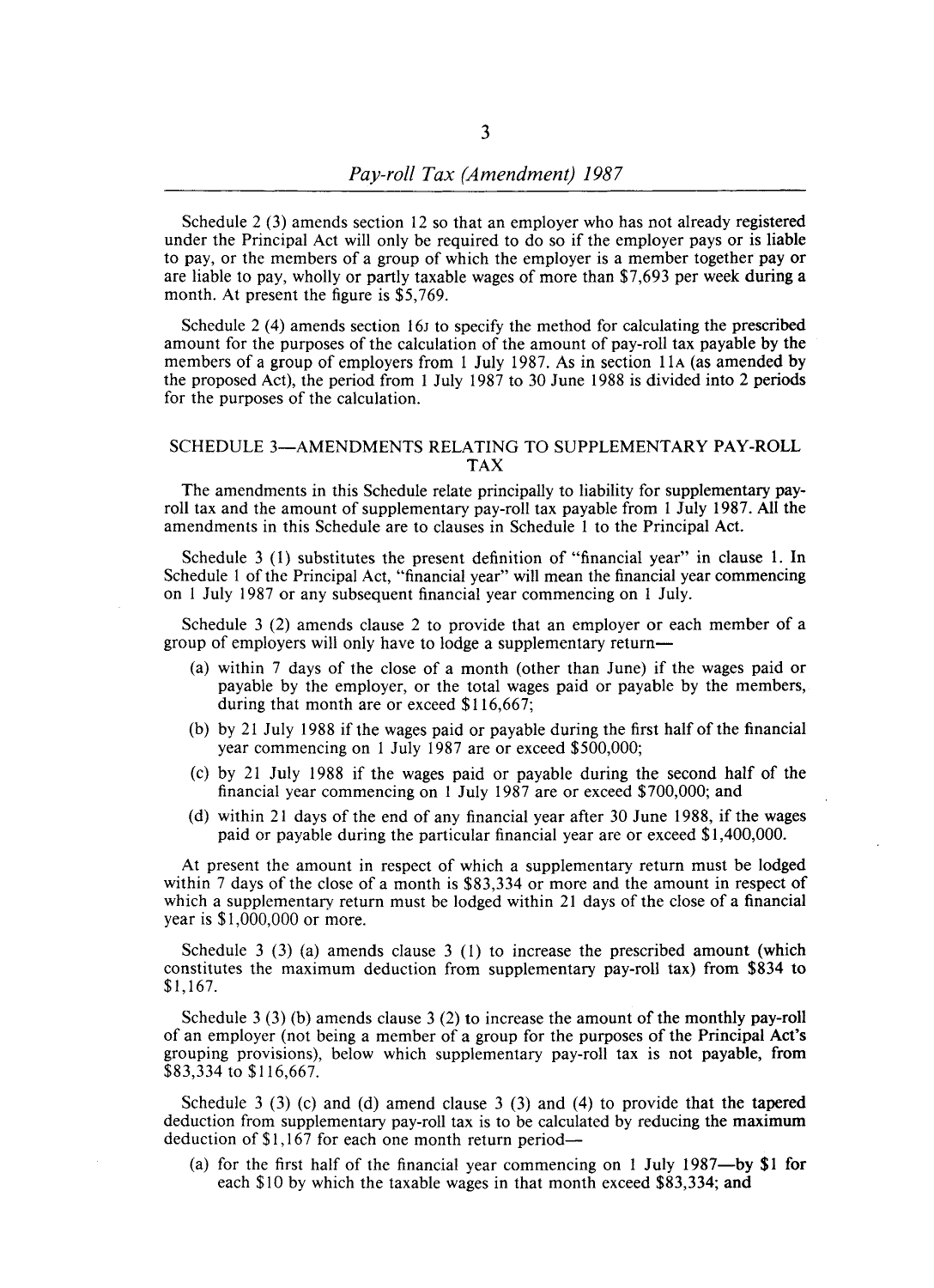Schedule 2 (3) amends section 12 so that an employer who has not already registered under the Principal Act will only be required to do so if the employer pays or is liable to pay, or the members of a group of which the employer is a member together pay or are liable to pay, wholly or partly taxable wages of more than $7,693 per week during a month. At present the figure is $5,769.

Schedule 2 (4) amends section 16J to specify the method for calculating the prescribed amount for the purposes of the calculation of the amount of pay-roll tax payable by the members of a group of employers from 1 July 1987. As in section 11A (as amended by the proposed Act), the period from 1 July 1987 to 30 June 1988 is divided into 2 periods for the purposes of the calculation.

## SCHEDULE 3—AMENDMENTS RELATING TO SUPPLEMENTARY PAY-ROLL TAX

The amendments in this Schedule relate principally to liability for supplementary pay-roll tax and the amount of supplementary pay-roll tax payable from 1 July 1987. All the amendments in this Schedule are to clauses in Schedule 1 to the Principal Act.

Schedule 3 (1) substitutes the present definition of "financial year" in clause 1. In Schedule 1 of the Principal Act, "financial year" will mean the financial year commencing on 1 July 1987 or any subsequent financial year commencing on 1 July.

Schedule 3 (2) amends clause 2 to provide that an employer or each member of a group of employers will only have to lodge a supplementary return—

(a) within 7 days of the close of a month (other than June) if the wages paid or payable by the employer, or the total wages paid or payable by the members, during that month are or exceed $116,667;

(b) by 21 July 1988 if the wages paid or payable during the first half of the financial year commencing on 1 July 1987 are or exceed $500,000;

(c) by 21 July 1988 if the wages paid or payable during the second half of the financial year commencing on 1 July 1987 are or exceed $700,000; and

(d) within 21 days of the end of any financial year after 30 June 1988, if the wages paid or payable during the particular financial year are or exceed $1,400,000.

At present the amount in respect of which a supplementary return must be lodged within 7 days of the close of a month is $83,334 or more and the amount in respect of which a supplementary return must be lodged within 21 days of the close of a financial year is $1,000,000 or more.

Schedule 3 (3) (a) amends clause 3 (1) to increase the prescribed amount (which constitutes the maximum deduction from supplementary pay-roll tax) from $834 to $1,167.

Schedule 3 (3) (b) amends clause 3 (2) to increase the amount of the monthly pay-roll of an employer (not being a member of a group for the purposes of the Principal Act's grouping provisions), below which supplementary pay-roll tax is not payable, from $83,334 to $116,667.

Schedule 3 (3) (c) and (d) amend clause 3 (3) and (4) to provide that the tapered deduction from supplementary pay-roll tax is to be calculated by reducing the maximum deduction of $1,167 for each one month return period—

(a) for the first half of the financial year commencing on 1 July 1987—by $1 for each $10 by which the taxable wages in that month exceed $83,334; and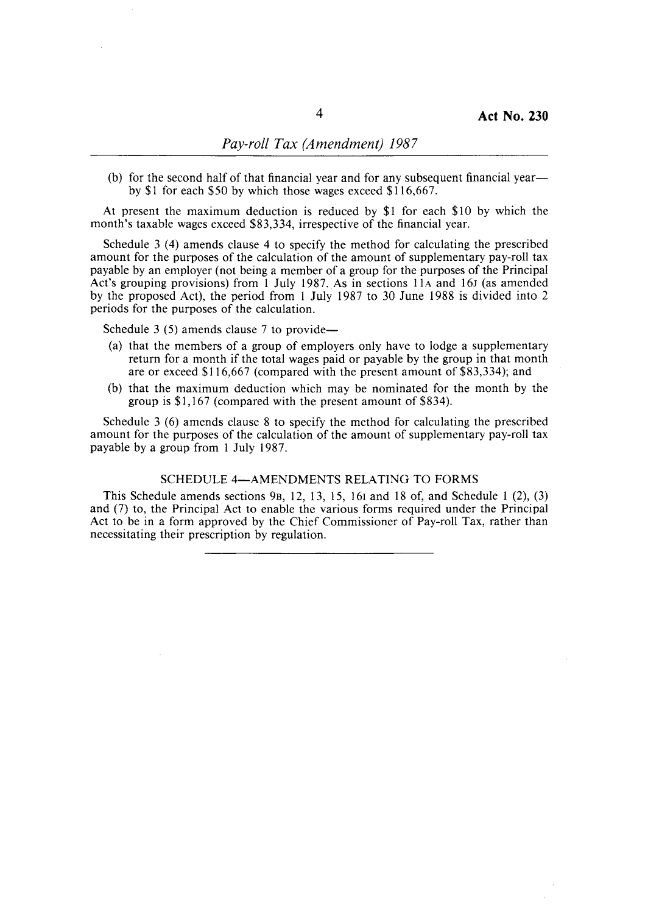(b) for the second half of that financial year and for any subsequent financial year—by $1 for each $50 by which those wages exceed $116,667.

At present the maximum deduction is reduced by $1 for each $10 by which the month's taxable wages exceed $83,334, irrespective of the financial year.

Schedule 3 (4) amends clause 4 to specify the method for calculating the prescribed amount for the purposes of the calculation of the amount of supplementary pay-roll tax payable by an employer (not being a member of a group for the purposes of the Principal Act's grouping provisions) from 1 July 1987. As in sections 11A and 16J (as amended by the proposed Act), the period from 1 July 1987 to 30 June 1988 is divided into 2 periods for the purposes of the calculation.

Schedule 3 (5) amends clause 7 to provide—

(a) that the members of a group of employers only have to lodge a supplementary return for a month if the total wages paid or payable by the group in that month are or exceed $116,667 (compared with the present amount of $83,334); and

(b) that the maximum deduction which may be nominated for the month by the group is $1,167 (compared with the present amount of $834).

Schedule 3 (6) amends clause 8 to specify the method for calculating the prescribed amount for the purposes of the calculation of the amount of supplementary pay-roll tax payable by a group from 1 July 1987.

## SCHEDULE 4—AMENDMENTS RELATING TO FORMS

This Schedule amends sections 9B, 12, 13, 15, 16I and 18 of, and Schedule 1 (2), (3) and (7) to, the Principal Act to enable the various forms required under the Principal Act to be in a form approved by the Chief Commissioner of Pay-roll Tax, rather than necessitating their prescription by regulation.